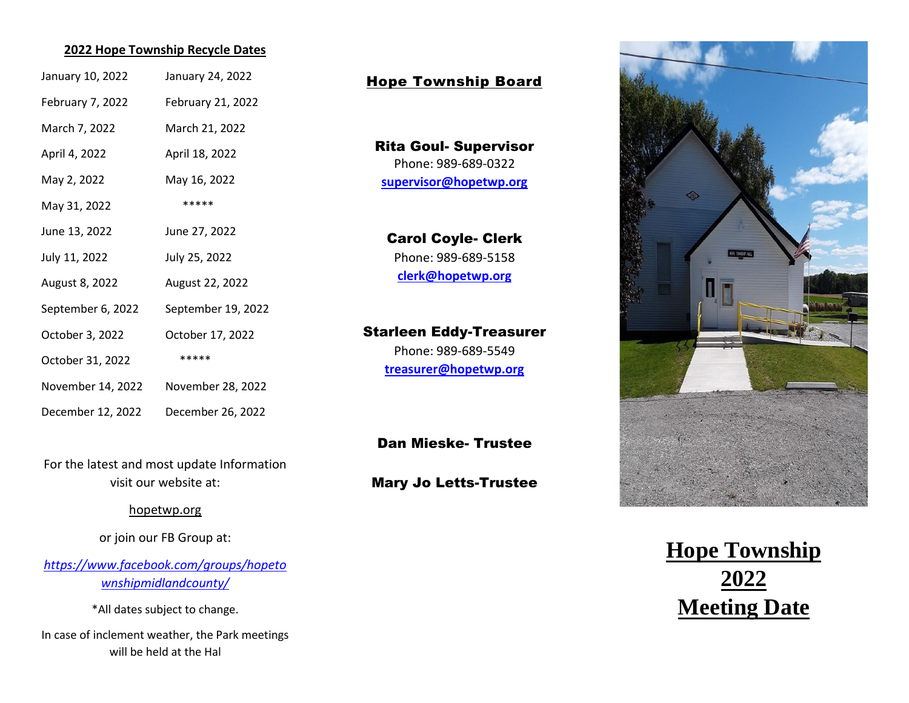## 2022 Hope Township Recycle Dates

| | |
|---|---|
| January 10, 2022 | January 24, 2022 |
| February 7, 2022 | February 21, 2022 |
| March 7, 2022 | March 21, 2022 |
| April 4, 2022 | April 18, 2022 |
| May 2, 2022 | May 16, 2022 |
| May 31, 2022 | ***** |
| June 13, 2022 | June 27, 2022 |
| July 11, 2022 | July 25, 2022 |
| August 8, 2022 | August 22, 2022 |
| September 6, 2022 | September 19, 2022 |
| October 3, 2022 | October 17, 2022 |
| October 31, 2022 | ***** |
| November 14, 2022 | November 28, 2022 |
| December 12, 2022 | December 26, 2022 |

For the latest and most update Information visit our website at:

hopetwp.org

or join our FB Group at:

*https://www.facebook.com/groups/hopetownshipmidlandcounty/*

*All dates subject to change.

In case of inclement weather, the Park meetings will be held at the Hal

## Hope Township Board

**Rita Goul- Supervisor**
Phone: 989-689-0322
**supervisor@hopetwp.org**

**Carol Coyle- Clerk**
Phone: 989-689-5158
**clerk@hopetwp.org**

**Starleen Eddy-Treasurer**
Phone: 989-689-5549
**treasurer@hopetwp.org**

**Dan Mieske- Trustee**

**Mary Jo Letts-Trustee**

# Hope Township 2022 Meeting Date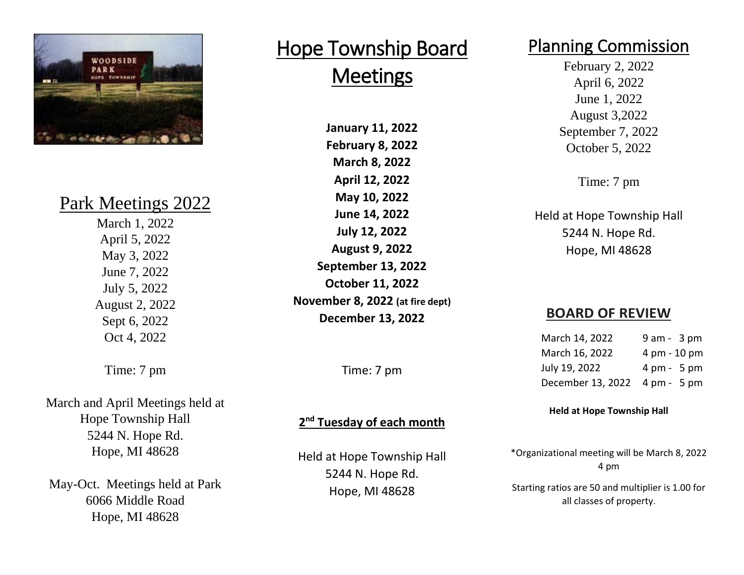## Park Meetings 2022

March 1, 2022
April 5, 2022
May 3, 2022
June 7, 2022
July 5, 2022
August 2, 2022
Sept 6, 2022
Oct 4, 2022

Time: 7 pm

March and April Meetings held at
Hope Township Hall
5244 N. Hope Rd.
Hope, MI 48628

May-Oct. Meetings held at Park
6066 Middle Road
Hope, MI 48628

## Hope Township Board Meetings

**January 11, 2022**
**February 8, 2022**
**March 8, 2022**
**April 12, 2022**
**May 10, 2022**
**June 14, 2022**
**July 12, 2022**
**August 9, 2022**
**September 13, 2022**
**October 11, 2022**
**November 8, 2022 (at fire dept)**
**December 13, 2022**

Time: 7 pm

**2nd Tuesday of each month**

Held at Hope Township Hall
5244 N. Hope Rd.
Hope, MI 48628

## Planning Commission

February 2, 2022
April 6, 2022
June 1, 2022
August 3,2022
September 7, 2022
October 5, 2022

Time: 7 pm

Held at Hope Township Hall
5244 N. Hope Rd.
Hope, MI 48628

## BOARD OF REVIEW

| | |
|---|---|
| March 14, 2022 | 9 am - 3 pm |
| March 16, 2022 | 4 pm - 10 pm |
| July 19, 2022 | 4 pm - 5 pm |
| December 13, 2022 | 4 pm - 5 pm |

**Held at Hope Township Hall**

*Organizational meeting will be March 8, 2022 4 pm

Starting ratios are 50 and multiplier is 1.00 for all classes of property.